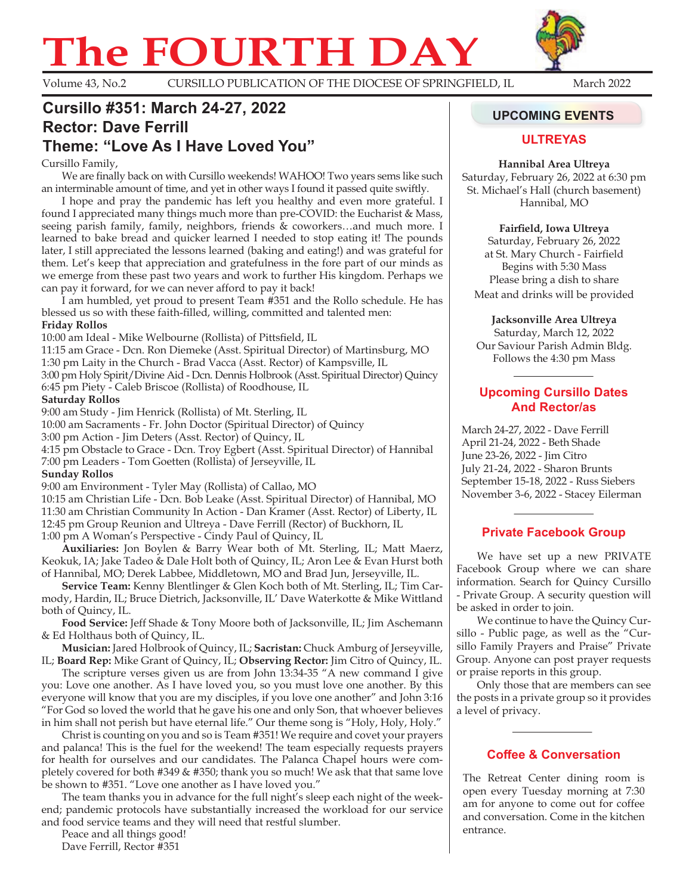# The FOURTH DAY

Volume 43, No.2 CURSILLO PUBLICATION OF THE DIOCESE OF SPRINGFIELD, IL March 2022

## Cursillo #351: March 24-27, 2022
## Rector: Dave Ferrill
## Theme: "Love As I Have Loved You"

Cursillo Family,

We are finally back on with Cursillo weekends! WAHOO! Two years sems like such an interminable amount of time, and yet in other ways I found it passed quite swiftly.

I hope and pray the pandemic has left you healthy and even more grateful. I found I appreciated many things much more than pre-COVID: the Eucharist & Mass, seeing parish family, family, neighbors, friends & coworkers…and much more. I learned to bake bread and quicker learned I needed to stop eating it! The pounds later, I still appreciated the lessons learned (baking and eating!) and was grateful for them. Let's keep that appreciation and gratefulness in the fore part of our minds as we emerge from these past two years and work to further His kingdom. Perhaps we can pay it forward, for we can never afford to pay it back!

I am humbled, yet proud to present Team #351 and the Rollo schedule. He has blessed us so with these faith-filled, willing, committed and talented men:

**Friday Rollos**

10:00 am Ideal - Mike Welbourne (Rollista) of Pittsfield, IL
11:15 am Grace - Dcn. Ron Diemeke (Asst. Spiritual Director) of Martinsburg, MO
1:30 pm Laity in the Church - Brad Vacca (Asst. Rector) of Kampsville, IL
3:00 pm Holy Spirit/Divine Aid - Dcn. Dennis Holbrook (Asst. Spiritual Director) Quincy
6:45 pm Piety - Caleb Briscoe (Rollista) of Roodhouse, IL

**Saturday Rollos**

9:00 am Study - Jim Henrick (Rollista) of Mt. Sterling, IL
10:00 am Sacraments - Fr. John Doctor (Spiritual Director) of Quincy
3:00 pm Action - Jim Deters (Asst. Rector) of Quincy, IL
4:15 pm Obstacle to Grace - Dcn. Troy Egbert (Asst. Spiritual Director) of Hannibal
7:00 pm Leaders - Tom Goetten (Rollista) of Jerseyville, IL

**Sunday Rollos**

9:00 am Environment - Tyler May (Rollista) of Callao, MO
10:15 am Christian Life - Dcn. Bob Leake (Asst. Spiritual Director) of Hannibal, MO
11:30 am Christian Community In Action - Dan Kramer (Asst. Rector) of Liberty, IL
12:45 pm Group Reunion and Ultreya - Dave Ferrill (Rector) of Buckhorn, IL
1:00 pm A Woman's Perspective - Cindy Paul of Quincy, IL

**Auxiliaries:** Jon Boylen & Barry Wear both of Mt. Sterling, IL; Matt Maerz, Keokuk, IA; Jake Tadeo & Dale Holt both of Quincy, IL; Aron Lee & Evan Hurst both of Hannibal, MO; Derek Labbee, Middletown, MO and Brad Jun, Jerseyville, IL.

**Service Team:** Kenny Blentlinger & Glen Koch both of Mt. Sterling, IL; Tim Carmody, Hardin, IL; Bruce Dietrich, Jacksonville, IL' Dave Waterkotte & Mike Wittland both of Quincy, IL.

**Food Service:** Jeff Shade & Tony Moore both of Jacksonville, IL; Jim Aschemann & Ed Holthaus both of Quincy, IL.

**Musician:** Jared Holbrook of Quincy, IL; **Sacristan:** Chuck Amburg of Jerseyville, IL; **Board Rep:** Mike Grant of Quincy, IL; **Observing Rector:** Jim Citro of Quincy, IL.

The scripture verses given us are from John 13:34-35 "A new command I give you: Love one another. As I have loved you, so you must love one another. By this everyone will know that you are my disciples, if you love one another" and John 3:16 "For God so loved the world that he gave his one and only Son, that whoever believes in him shall not perish but have eternal life." Our theme song is "Holy, Holy, Holy."

Christ is counting on you and so is Team #351! We require and covet your prayers and palanca! This is the fuel for the weekend! The team especially requests prayers for health for ourselves and our candidates. The Palanca Chapel hours were completely covered for both #349 & #350; thank you so much! We ask that that same love be shown to #351. "Love one another as I have loved you."

The team thanks you in advance for the full night's sleep each night of the weekend; pandemic protocols have substantially increased the workload for our service and food service teams and they will need that restful slumber.

Peace and all things good!
Dave Ferrill, Rector #351

## UPCOMING EVENTS

### ULTREYAS

**Hannibal Area Ultreya**
Saturday, February 26, 2022 at 6:30 pm
St. Michael's Hall (church basement)
Hannibal, MO

**Fairfield, Iowa Ultreya**
Saturday, February 26, 2022
at St. Mary Church - Fairfield
Begins with 5:30 Mass
Please bring a dish to share
Meat and drinks will be provided

**Jacksonville Area Ultreya**
Saturday, March 12, 2022
Our Saviour Parish Admin Bldg.
Follows the 4:30 pm Mass

### Upcoming Cursillo Dates And Rector/as

March 24-27, 2022 - Dave Ferrill
April 21-24, 2022 - Beth Shade
June 23-26, 2022 - Jim Citro
July 21-24, 2022 - Sharon Brunts
September 15-18, 2022 - Russ Siebers
November 3-6, 2022 - Stacey Eilerman

### Private Facebook Group

We have set up a new PRIVATE Facebook Group where we can share information. Search for Quincy Cursillo - Private Group. A security question will be asked in order to join.

We continue to have the Quincy Cursillo - Public page, as well as the "Cursillo Family Prayers and Praise" Private Group. Anyone can post prayer requests or praise reports in this group.

Only those that are members can see the posts in a private group so it provides a level of privacy.

### Coffee & Conversation

The Retreat Center dining room is open every Tuesday morning at 7:30 am for anyone to come out for coffee and conversation. Come in the kitchen entrance.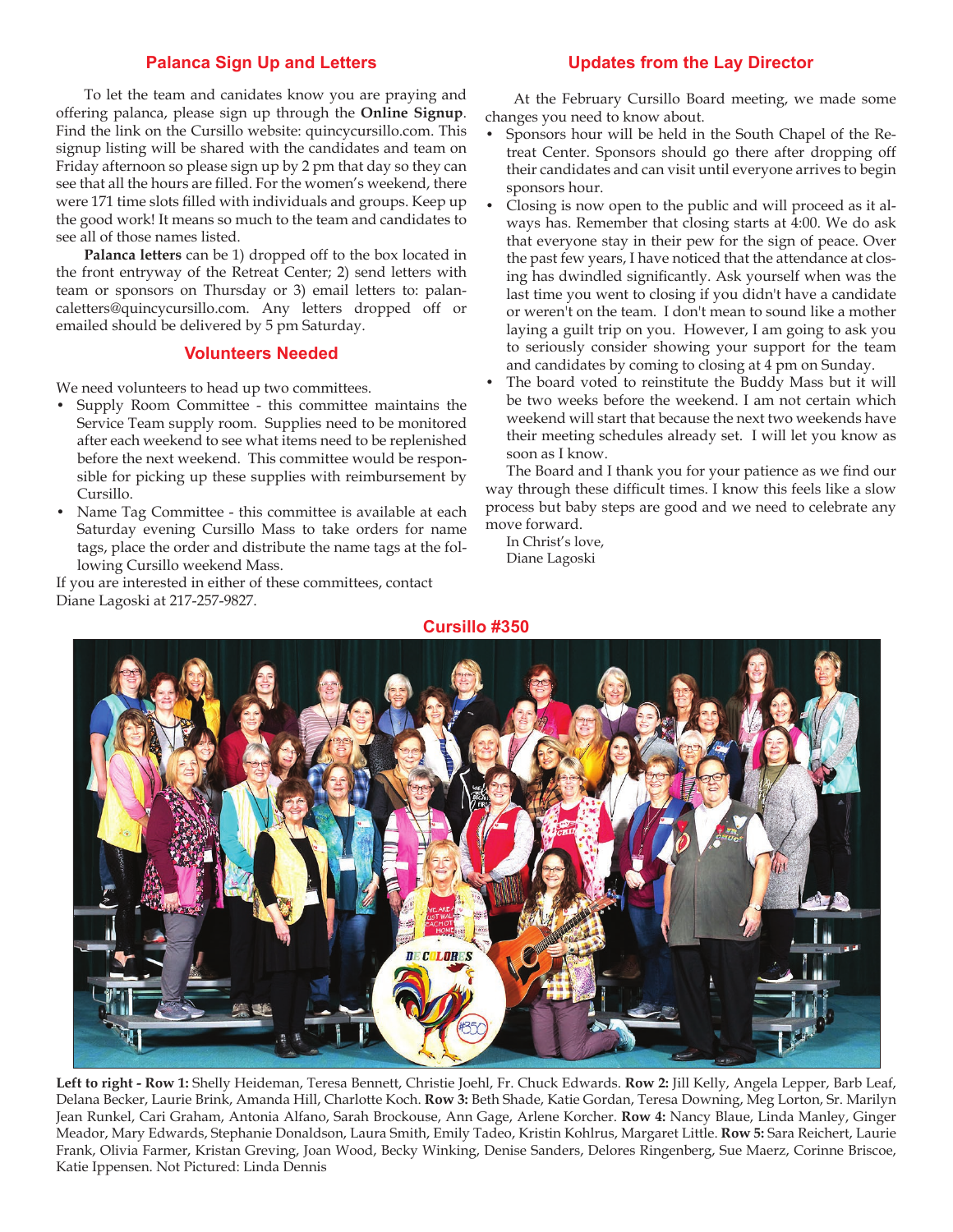## Palanca Sign Up and Letters

To let the team and canidates know you are praying and offering palanca, please sign up through the **Online Signup**. Find the link on the Cursillo website: quincycursillo.com. This signup listing will be shared with the candidates and team on Friday afternoon so please sign up by 2 pm that day so they can see that all the hours are filled. For the women's weekend, there were 171 time slots filled with individuals and groups. Keep up the good work! It means so much to the team and candidates to see all of those names listed.

**Palanca letters** can be 1) dropped off to the box located in the front entryway of the Retreat Center; 2) send letters with team or sponsors on Thursday or 3) email letters to: palancaletters@quincycursillo.com. Any letters dropped off or emailed should be delivered by 5 pm Saturday.

## Volunteers Needed

We need volunteers to head up two committees.

- Supply Room Committee - this committee maintains the Service Team supply room. Supplies need to be monitored after each weekend to see what items need to be replenished before the next weekend. This committee would be responsible for picking up these supplies with reimbursement by Cursillo.
- Name Tag Committee - this committee is available at each Saturday evening Cursillo Mass to take orders for name tags, place the order and distribute the name tags at the following Cursillo weekend Mass.

If you are interested in either of these committees, contact Diane Lagoski at 217-257-9827.

## Updates from the Lay Director

At the February Cursillo Board meeting, we made some changes you need to know about.

- Sponsors hour will be held in the South Chapel of the Retreat Center. Sponsors should go there after dropping off their candidates and can visit until everyone arrives to begin sponsors hour.
- Closing is now open to the public and will proceed as it always has. Remember that closing starts at 4:00. We do ask that everyone stay in their pew for the sign of peace. Over the past few years, I have noticed that the attendance at closing has dwindled significantly. Ask yourself when was the last time you went to closing if you didn't have a candidate or weren't on the team. I don't mean to sound like a mother laying a guilt trip on you. However, I am going to ask you to seriously consider showing your support for the team and candidates by coming to closing at 4 pm on Sunday.
- The board voted to reinstitute the Buddy Mass but it will be two weeks before the weekend. I am not certain which weekend will start that because the next two weekends have their meeting schedules already set. I will let you know as soon as I know.

The Board and I thank you for your patience as we find our way through these difficult times. I know this feels like a slow process but baby steps are good and we need to celebrate any move forward.

In Christ's love,
Diane Lagoski

## Cursillo #350

**Left to right - Row 1:** Shelly Heideman, Teresa Bennett, Christie Joehl, Fr. Chuck Edwards. **Row 2:** Jill Kelly, Angela Lepper, Barb Leaf, Delana Becker, Laurie Brink, Amanda Hill, Charlotte Koch. **Row 3:** Beth Shade, Katie Gordan, Teresa Downing, Meg Lorton, Sr. Marilyn Jean Runkel, Cari Graham, Antonia Alfano, Sarah Brockouse, Ann Gage, Arlene Korcher. **Row 4:** Nancy Blaue, Linda Manley, Ginger Meador, Mary Edwards, Stephanie Donaldson, Laura Smith, Emily Tadeo, Kristin Kohlrus, Margaret Little. **Row 5:** Sara Reichert, Laurie Frank, Olivia Farmer, Kristan Greving, Joan Wood, Becky Winking, Denise Sanders, Delores Ringenberg, Sue Maerz, Corinne Briscoe, Katie Ippensen. Not Pictured: Linda Dennis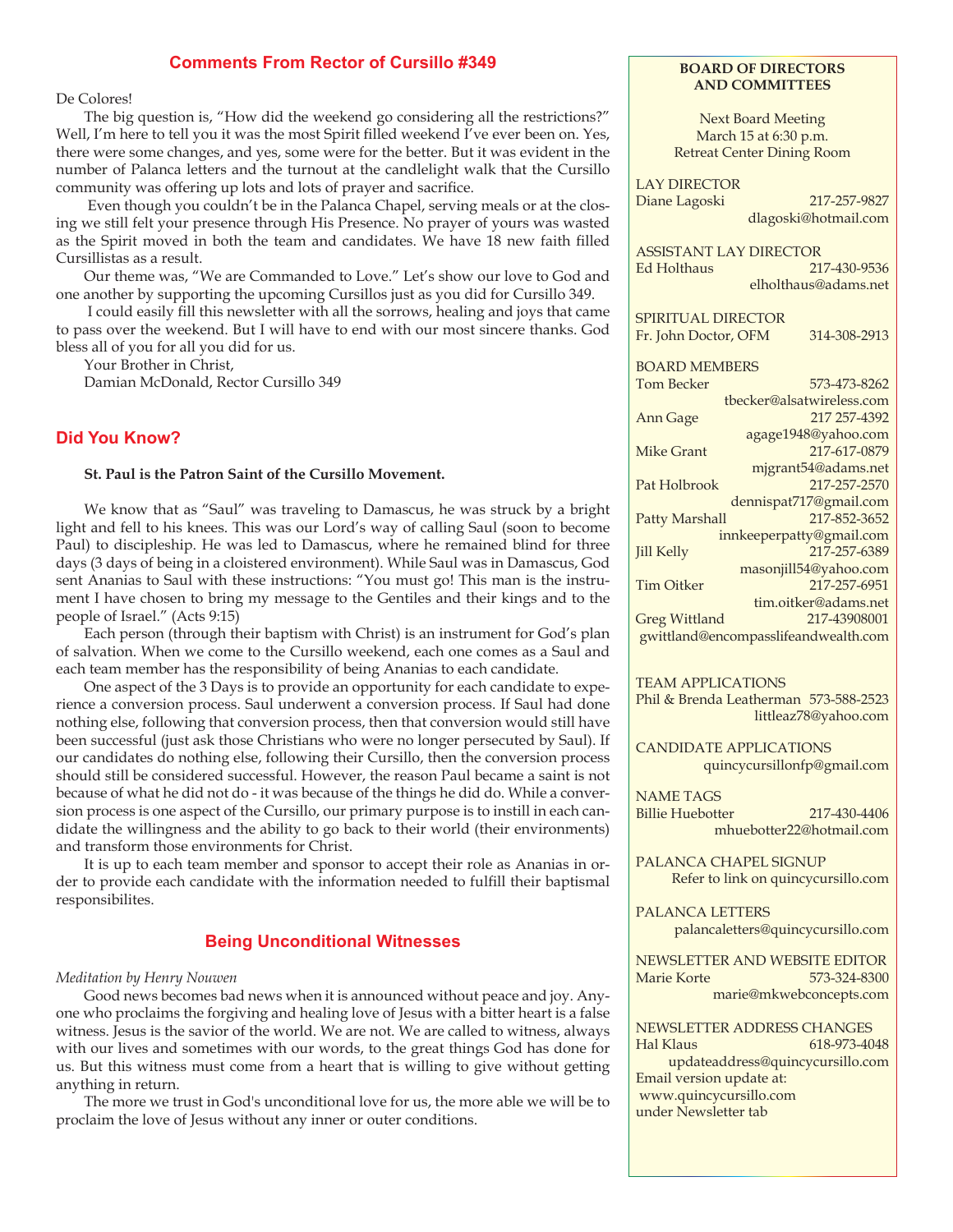## Comments From Rector of Cursillo #349

De Colores!

The big question is, "How did the weekend go considering all the restrictions?" Well, I'm here to tell you it was the most Spirit filled weekend I've ever been on. Yes, there were some changes, and yes, some were for the better. But it was evident in the number of Palanca letters and the turnout at the candlelight walk that the Cursillo community was offering up lots and lots of prayer and sacrifice.

Even though you couldn't be in the Palanca Chapel, serving meals or at the closing we still felt your presence through His Presence. No prayer of yours was wasted as the Spirit moved in both the team and candidates. We have 18 new faith filled Cursillistas as a result.

Our theme was, "We are Commanded to Love." Let's show our love to God and one another by supporting the upcoming Cursillos just as you did for Cursillo 349.

I could easily fill this newsletter with all the sorrows, healing and joys that came to pass over the weekend. But I will have to end with our most sincere thanks. God bless all of you for all you did for us.

Your Brother in Christ,
Damian McDonald, Rector Cursillo 349

## Did You Know?

**St. Paul is the Patron Saint of the Cursillo Movement.**

We know that as "Saul" was traveling to Damascus, he was struck by a bright light and fell to his knees. This was our Lord's way of calling Saul (soon to become Paul) to discipleship. He was led to Damascus, where he remained blind for three days (3 days of being in a cloistered environment). While Saul was in Damascus, God sent Ananias to Saul with these instructions: "You must go! This man is the instrument I have chosen to bring my message to the Gentiles and their kings and to the people of Israel." (Acts 9:15)

Each person (through their baptism with Christ) is an instrument for God's plan of salvation. When we come to the Cursillo weekend, each one comes as a Saul and each team member has the responsibility of being Ananias to each candidate.

One aspect of the 3 Days is to provide an opportunity for each candidate to experience a conversion process. Saul underwent a conversion process. If Saul had done nothing else, following that conversion process, then that conversion would still have been successful (just ask those Christians who were no longer persecuted by Saul). If our candidates do nothing else, following their Cursillo, then the conversion process should still be considered successful. However, the reason Paul became a saint is not because of what he did not do - it was because of the things he did do. While a conversion process is one aspect of the Cursillo, our primary purpose is to instill in each candidate the willingness and the ability to go back to their world (their environments) and transform those environments for Christ.

It is up to each team member and sponsor to accept their role as Ananias in order to provide each candidate with the information needed to fulfill their baptismal responsibilites.

## Being Unconditional Witnesses

*Meditation by Henry Nouwen*

Good news becomes bad news when it is announced without peace and joy. Anyone who proclaims the forgiving and healing love of Jesus with a bitter heart is a false witness. Jesus is the savior of the world. We are not. We are called to witness, always with our lives and sometimes with our words, to the great things God has done for us. But this witness must come from a heart that is willing to give without getting anything in return.

The more we trust in God's unconditional love for us, the more able we will be to proclaim the love of Jesus without any inner or outer conditions.

---

**BOARD OF DIRECTORS AND COMMITTEES**

Next Board Meeting
March 15 at 6:30 p.m.
Retreat Center Dining Room

LAY DIRECTOR
Diane Lagoski 217-257-9827
dlagoski@hotmail.com

ASSISTANT LAY DIRECTOR
Ed Holthaus 217-430-9536
elholthaus@adams.net

SPIRITUAL DIRECTOR
Fr. John Doctor, OFM 314-308-2913

BOARD MEMBERS
Tom Becker 573-473-8262
tbecker@alsatwireless.com
Ann Gage 217 257-4392
agage1948@yahoo.com
Mike Grant 217-617-0879
mjgrant54@adams.net
Pat Holbrook 217-257-2570
dennispat717@gmail.com
Patty Marshall 217-852-3652
innkeeperpatty@gmail.com
Jill Kelly 217-257-6389
masonjill54@yahoo.com
Tim Oitker 217-257-6951
tim.oitker@adams.net
Greg Wittland 217-43908001
gwittland@encompasslifeandwealth.com

TEAM APPLICATIONS
Phil & Brenda Leatherman 573-588-2523
littleaz78@yahoo.com

CANDIDATE APPLICATIONS
quincycursillonfp@gmail.com

NAME TAGS
Billie Huebotter 217-430-4406
mhuebotter22@hotmail.com

PALANCA CHAPEL SIGNUP
Refer to link on quincycursillo.com

PALANCA LETTERS
palancaletters@quincycursillo.com

NEWSLETTER AND WEBSITE EDITOR
Marie Korte 573-324-8300
marie@mkwebconcepts.com

NEWSLETTER ADDRESS CHANGES
Hal Klaus 618-973-4048
updateaddress@quincycursillo.com
Email version update at:
www.quincycursillo.com
under Newsletter tab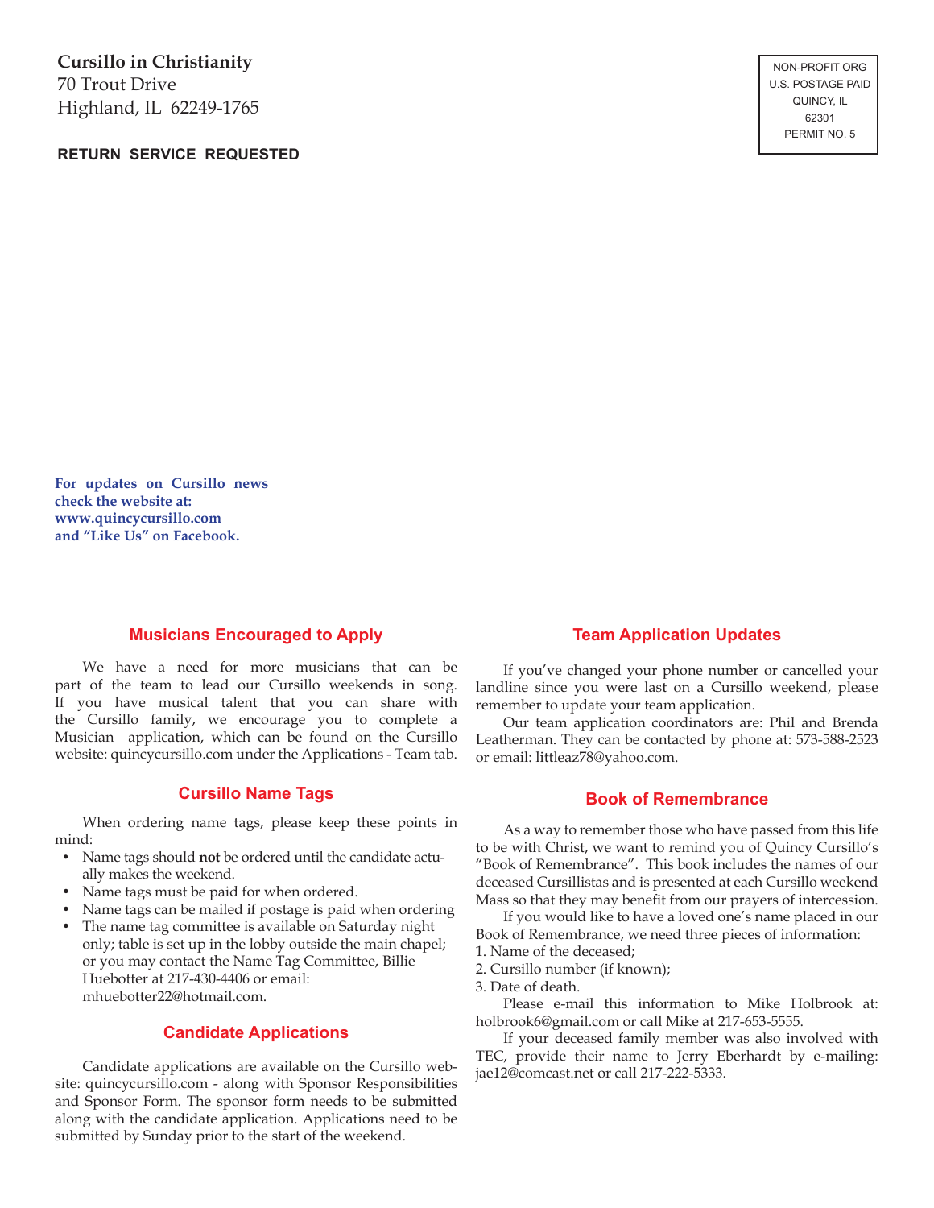**Cursillo in Christianity**
70 Trout Drive
Highland, IL 62249-1765

**RETURN SERVICE REQUESTED**

NON-PROFIT ORG
U.S. POSTAGE PAID
QUINCY, IL
62301
PERMIT NO. 5

**For updates on Cursillo news check the website at: www.quincycursillo.com and "Like Us" on Facebook.**

## Musicians Encouraged to Apply

We have a need for more musicians that can be part of the team to lead our Cursillo weekends in song. If you have musical talent that you can share with the Cursillo family, we encourage you to complete a Musician application, which can be found on the Cursillo website: quincycursillo.com under the Applications - Team tab.

## Cursillo Name Tags

When ordering name tags, please keep these points in mind:

- Name tags should **not** be ordered until the candidate actually makes the weekend.
- Name tags must be paid for when ordered.
- Name tags can be mailed if postage is paid when ordering
- The name tag committee is available on Saturday night only; table is set up in the lobby outside the main chapel; or you may contact the Name Tag Committee, Billie Huebotter at 217-430-4406 or email: mhuebotter22@hotmail.com.

## Candidate Applications

Candidate applications are available on the Cursillo website: quincycursillo.com - along with Sponsor Responsibilities and Sponsor Form. The sponsor form needs to be submitted along with the candidate application. Applications need to be submitted by Sunday prior to the start of the weekend.

## Team Application Updates

If you've changed your phone number or cancelled your landline since you were last on a Cursillo weekend, please remember to update your team application.

Our team application coordinators are: Phil and Brenda Leatherman. They can be contacted by phone at: 573-588-2523 or email: littleaz78@yahoo.com.

## Book of Remembrance

As a way to remember those who have passed from this life to be with Christ, we want to remind you of Quincy Cursillo's "Book of Remembrance". This book includes the names of our deceased Cursillistas and is presented at each Cursillo weekend Mass so that they may benefit from our prayers of intercession.

If you would like to have a loved one's name placed in our Book of Remembrance, we need three pieces of information:

1. Name of the deceased;
2. Cursillo number (if known);
3. Date of death.

Please e-mail this information to Mike Holbrook at: holbrook6@gmail.com or call Mike at 217-653-5555.

If your deceased family member was also involved with TEC, provide their name to Jerry Eberhardt by e-mailing: jae12@comcast.net or call 217-222-5333.